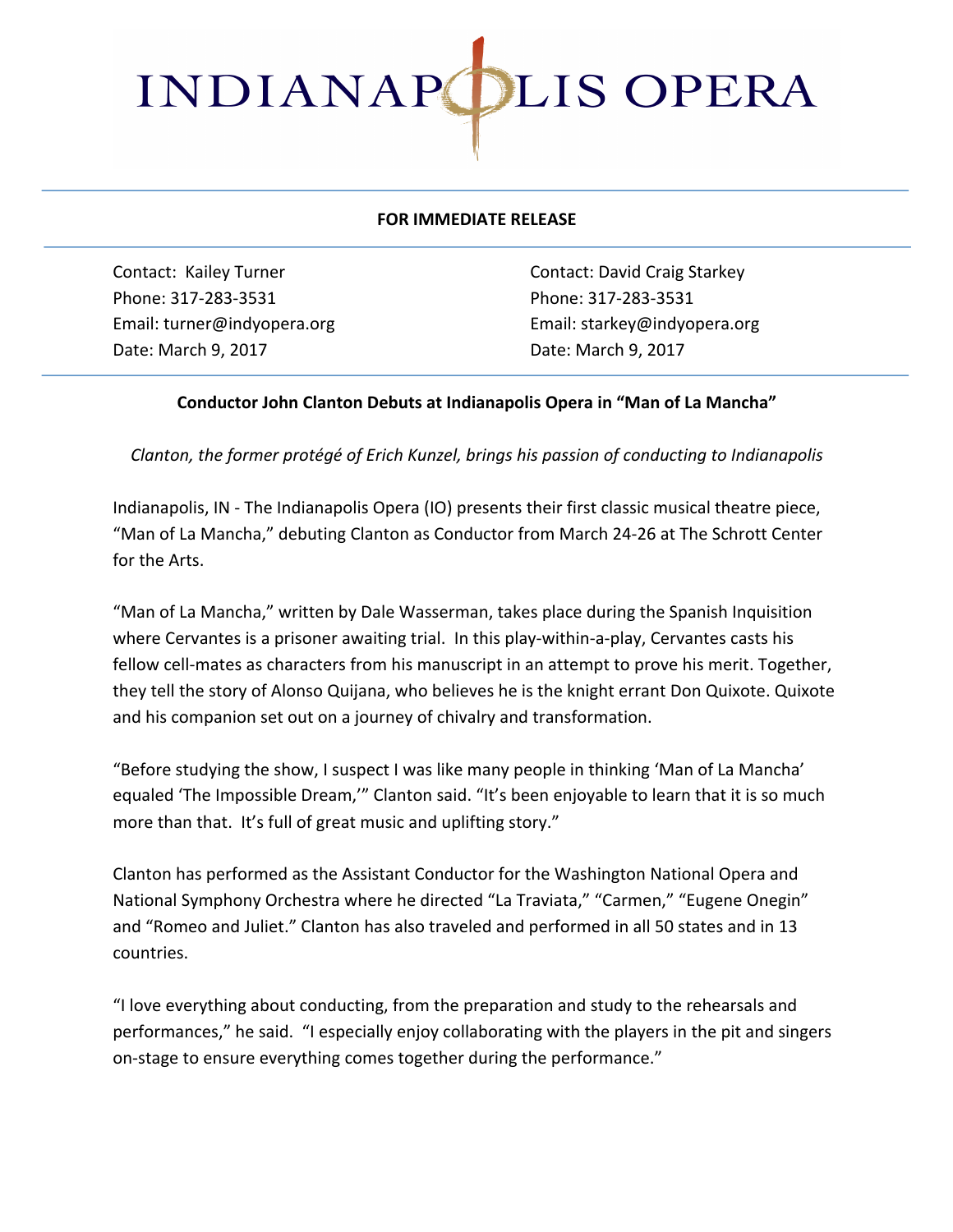# INDIANAPOLIS OPERA

**FOR IMMEDIATE RELEASE**

Contact: Kailey Turner
Phone: 317-283-3531
Email: turner@indyopera.org
Date: March 9, 2017

Contact: David Craig Starkey
Phone: 317-283-3531
Email: starkey@indyopera.org
Date: March 9, 2017

**Conductor John Clanton Debuts at Indianapolis Opera in "Man of La Mancha"**

*Clanton, the former protégé of Erich Kunzel, brings his passion of conducting to Indianapolis*

Indianapolis, IN - The Indianapolis Opera (IO) presents their first classic musical theatre piece, "Man of La Mancha," debuting Clanton as Conductor from March 24-26 at The Schrott Center for the Arts.

"Man of La Mancha," written by Dale Wasserman, takes place during the Spanish Inquisition where Cervantes is a prisoner awaiting trial. In this play-within-a-play, Cervantes casts his fellow cell-mates as characters from his manuscript in an attempt to prove his merit. Together, they tell the story of Alonso Quijana, who believes he is the knight errant Don Quixote. Quixote and his companion set out on a journey of chivalry and transformation.

"Before studying the show, I suspect I was like many people in thinking 'Man of La Mancha' equaled 'The Impossible Dream,'" Clanton said. "It's been enjoyable to learn that it is so much more than that. It's full of great music and uplifting story."

Clanton has performed as the Assistant Conductor for the Washington National Opera and National Symphony Orchestra where he directed "La Traviata," "Carmen," "Eugene Onegin" and "Romeo and Juliet." Clanton has also traveled and performed in all 50 states and in 13 countries.

"I love everything about conducting, from the preparation and study to the rehearsals and performances," he said. "I especially enjoy collaborating with the players in the pit and singers on-stage to ensure everything comes together during the performance."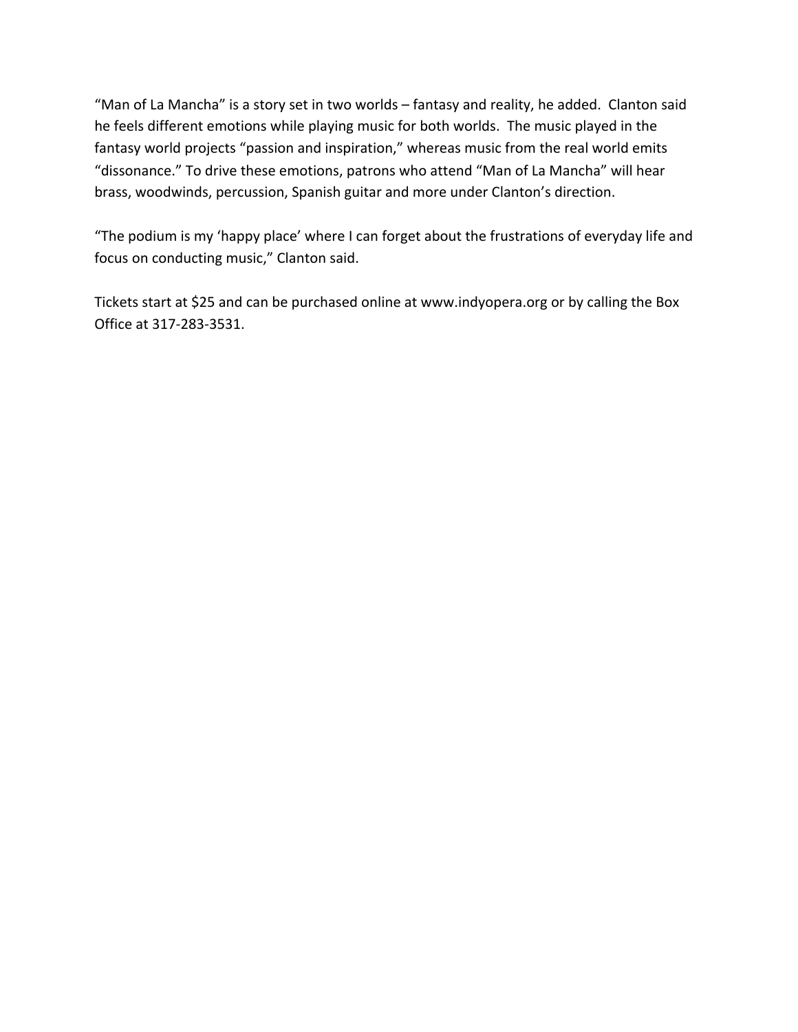"Man of La Mancha" is a story set in two worlds – fantasy and reality, he added. Clanton said he feels different emotions while playing music for both worlds. The music played in the fantasy world projects "passion and inspiration," whereas music from the real world emits "dissonance." To drive these emotions, patrons who attend "Man of La Mancha" will hear brass, woodwinds, percussion, Spanish guitar and more under Clanton's direction.

"The podium is my 'happy place' where I can forget about the frustrations of everyday life and focus on conducting music," Clanton said.

Tickets start at $25 and can be purchased online at www.indyopera.org or by calling the Box Office at 317-283-3531.